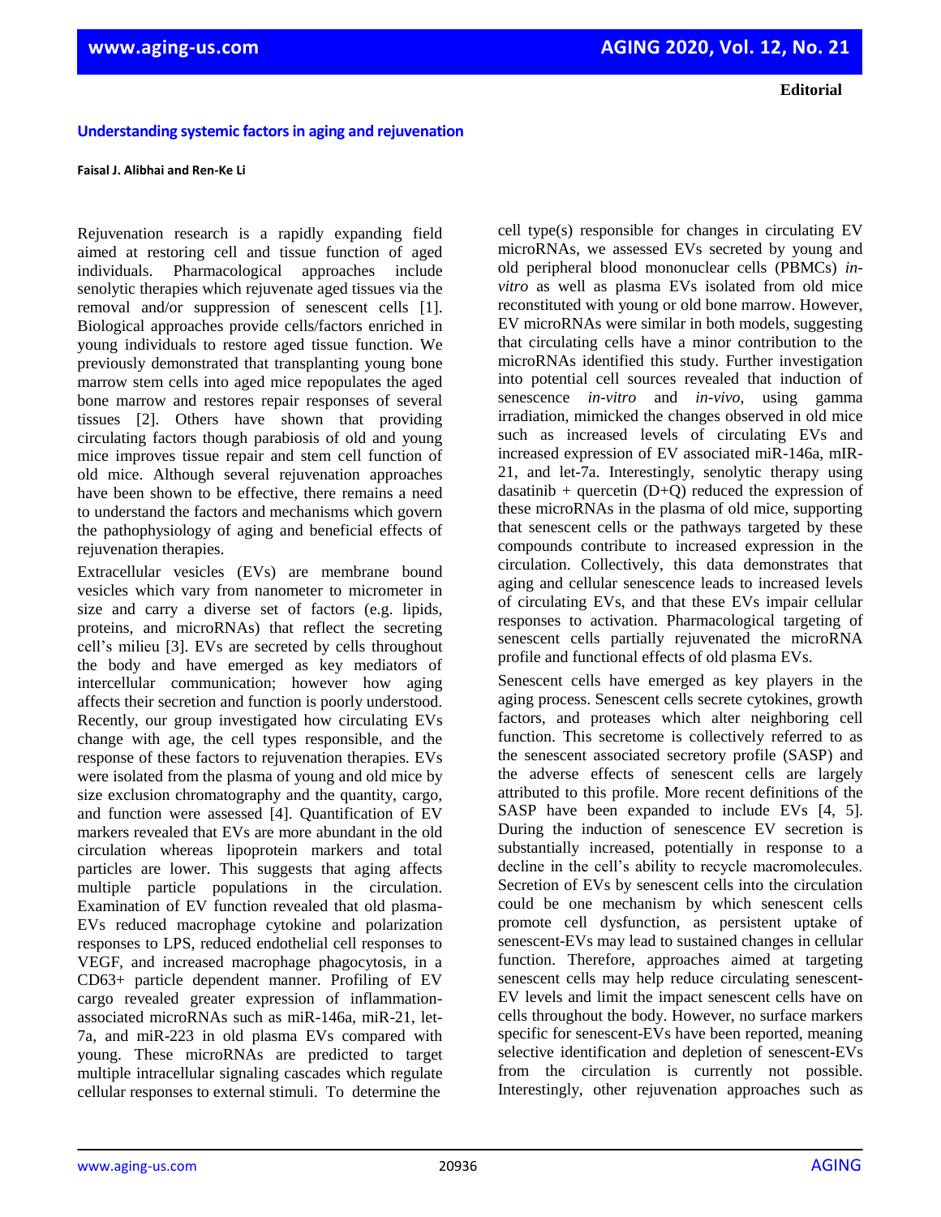**Editorial**

## Understanding systemic factors in aging and rejuvenation

**Faisal J. Alibhai and Ren-Ke Li**

Rejuvenation research is a rapidly expanding field aimed at restoring cell and tissue function of aged individuals. Pharmacological approaches include senolytic therapies which rejuvenate aged tissues via the removal and/or suppression of senescent cells [1]. Biological approaches provide cells/factors enriched in young individuals to restore aged tissue function. We previously demonstrated that transplanting young bone marrow stem cells into aged mice repopulates the aged bone marrow and restores repair responses of several tissues [2]. Others have shown that providing circulating factors though parabiosis of old and young mice improves tissue repair and stem cell function of old mice. Although several rejuvenation approaches have been shown to be effective, there remains a need to understand the factors and mechanisms which govern the pathophysiology of aging and beneficial effects of rejuvenation therapies.

Extracellular vesicles (EVs) are membrane bound vesicles which vary from nanometer to micrometer in size and carry a diverse set of factors (e.g. lipids, proteins, and microRNAs) that reflect the secreting cell's milieu [3]. EVs are secreted by cells throughout the body and have emerged as key mediators of intercellular communication; however how aging affects their secretion and function is poorly understood. Recently, our group investigated how circulating EVs change with age, the cell types responsible, and the response of these factors to rejuvenation therapies. EVs were isolated from the plasma of young and old mice by size exclusion chromatography and the quantity, cargo, and function were assessed [4]. Quantification of EV markers revealed that EVs are more abundant in the old circulation whereas lipoprotein markers and total particles are lower. This suggests that aging affects multiple particle populations in the circulation. Examination of EV function revealed that old plasma-EVs reduced macrophage cytokine and polarization responses to LPS, reduced endothelial cell responses to VEGF, and increased macrophage phagocytosis, in a CD63+ particle dependent manner. Profiling of EV cargo revealed greater expression of inflammation-associated microRNAs such as miR-146a, miR-21, let-7a, and miR-223 in old plasma EVs compared with young. These microRNAs are predicted to target multiple intracellular signaling cascades which regulate cellular responses to external stimuli. To determine the cell type(s) responsible for changes in circulating EV microRNAs, we assessed EVs secreted by young and old peripheral blood mononuclear cells (PBMCs) *in-vitro* as well as plasma EVs isolated from old mice reconstituted with young or old bone marrow. However, EV microRNAs were similar in both models, suggesting that circulating cells have a minor contribution to the microRNAs identified this study. Further investigation into potential cell sources revealed that induction of senescence *in-vitro* and *in-vivo*, using gamma irradiation, mimicked the changes observed in old mice such as increased levels of circulating EVs and increased expression of EV associated miR-146a, mIR-21, and let-7a. Interestingly, senolytic therapy using dasatinib + quercetin (D+Q) reduced the expression of these microRNAs in the plasma of old mice, supporting that senescent cells or the pathways targeted by these compounds contribute to increased expression in the circulation. Collectively, this data demonstrates that aging and cellular senescence leads to increased levels of circulating EVs, and that these EVs impair cellular responses to activation. Pharmacological targeting of senescent cells partially rejuvenated the microRNA profile and functional effects of old plasma EVs.

Senescent cells have emerged as key players in the aging process. Senescent cells secrete cytokines, growth factors, and proteases which alter neighboring cell function. This secretome is collectively referred to as the senescent associated secretory profile (SASP) and the adverse effects of senescent cells are largely attributed to this profile. More recent definitions of the SASP have been expanded to include EVs [4, 5]. During the induction of senescence EV secretion is substantially increased, potentially in response to a decline in the cell's ability to recycle macromolecules. Secretion of EVs by senescent cells into the circulation could be one mechanism by which senescent cells promote cell dysfunction, as persistent uptake of senescent-EVs may lead to sustained changes in cellular function. Therefore, approaches aimed at targeting senescent cells may help reduce circulating senescent-EV levels and limit the impact senescent cells have on cells throughout the body. However, no surface markers specific for senescent-EVs have been reported, meaning selective identification and depletion of senescent-EVs from the circulation is currently not possible. Interestingly, other rejuvenation approaches such as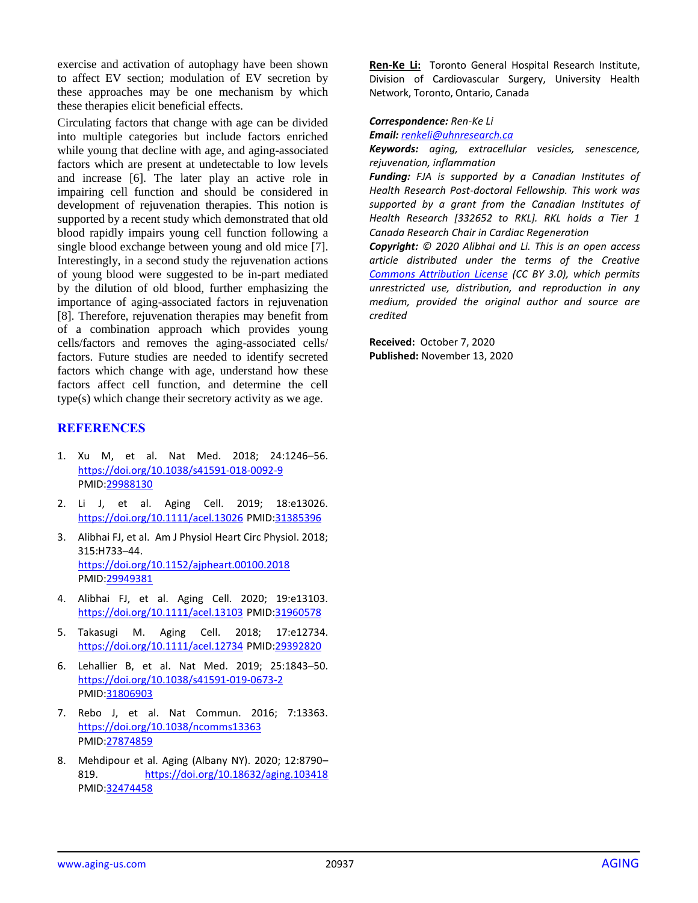exercise and activation of autophagy have been shown to affect EV section; modulation of EV secretion by these approaches may be one mechanism by which these therapies elicit beneficial effects.

Circulating factors that change with age can be divided into multiple categories but include factors enriched while young that decline with age, and aging-associated factors which are present at undetectable to low levels and increase [6]. The later play an active role in impairing cell function and should be considered in development of rejuvenation therapies. This notion is supported by a recent study which demonstrated that old blood rapidly impairs young cell function following a single blood exchange between young and old mice [7]. Interestingly, in a second study the rejuvenation actions of young blood were suggested to be in-part mediated by the dilution of old blood, further emphasizing the importance of aging-associated factors in rejuvenation [8]. Therefore, rejuvenation therapies may benefit from of a combination approach which provides young cells/factors and removes the aging-associated cells/ factors. Future studies are needed to identify secreted factors which change with age, understand how these factors affect cell function, and determine the cell type(s) which change their secretory activity as we age.

## REFERENCES

1. Xu M, et al. Nat Med. 2018; 24:1246–56. https://doi.org/10.1038/s41591-018-0092-9 PMID:29988130
2. Li J, et al. Aging Cell. 2019; 18:e13026. https://doi.org/10.1111/acel.13026 PMID:31385396
3. Alibhai FJ, et al. Am J Physiol Heart Circ Physiol. 2018; 315:H733–44. https://doi.org/10.1152/ajpheart.00100.2018 PMID:29949381
4. Alibhai FJ, et al. Aging Cell. 2020; 19:e13103. https://doi.org/10.1111/acel.13103 PMID:31960578
5. Takasugi M. Aging Cell. 2018; 17:e12734. https://doi.org/10.1111/acel.12734 PMID:29392820
6. Lehallier B, et al. Nat Med. 2019; 25:1843–50. https://doi.org/10.1038/s41591-019-0673-2 PMID:31806903
7. Rebo J, et al. Nat Commun. 2016; 7:13363. https://doi.org/10.1038/ncomms13363 PMID:27874859
8. Mehdipour et al. Aging (Albany NY). 2020; 12:8790–819. https://doi.org/10.18632/aging.103418 PMID:32474458

**Ren-Ke Li:** Toronto General Hospital Research Institute, Division of Cardiovascular Surgery, University Health Network, Toronto, Ontario, Canada

***Correspondence:*** *Ren-Ke Li*
***Email:*** *renkeli@uhnresearch.ca*
***Keywords:*** *aging, extracellular vesicles, senescence, rejuvenation, inflammation*
***Funding:*** *FJA is supported by a Canadian Institutes of Health Research Post-doctoral Fellowship. This work was supported by a grant from the Canadian Institutes of Health Research [332652 to RKL]. RKL holds a Tier 1 Canada Research Chair in Cardiac Regeneration*
***Copyright:*** *© 2020 Alibhai and Li. This is an open access article distributed under the terms of the Creative Commons Attribution License (CC BY 3.0), which permits unrestricted use, distribution, and reproduction in any medium, provided the original author and source are credited*

**Received:** October 7, 2020
**Published:** November 13, 2020